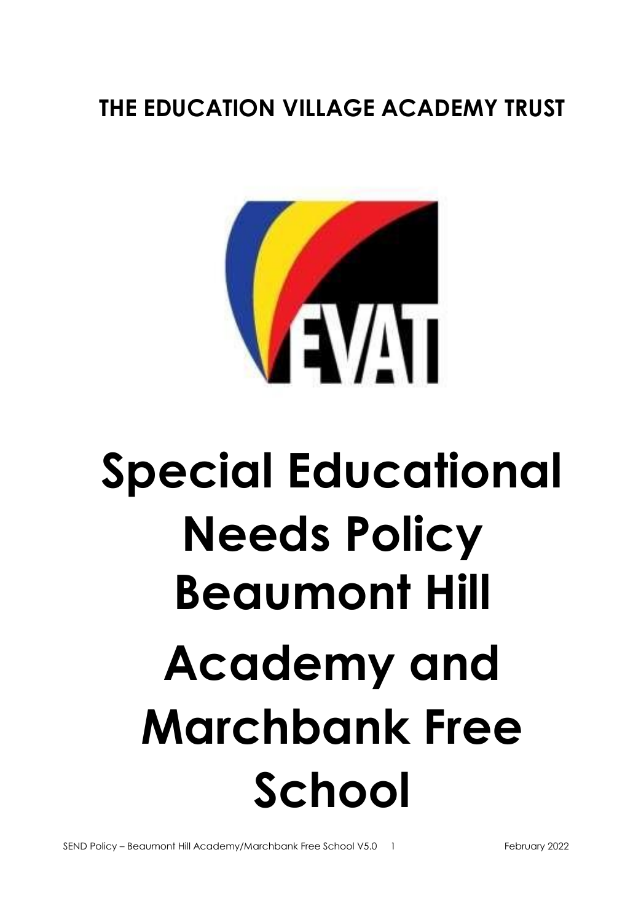**THE EDUCATION VILLAGE ACADEMY TRUST**

# Special Educational Needs Policy Beaumont Hill Academy and Marchbank Free School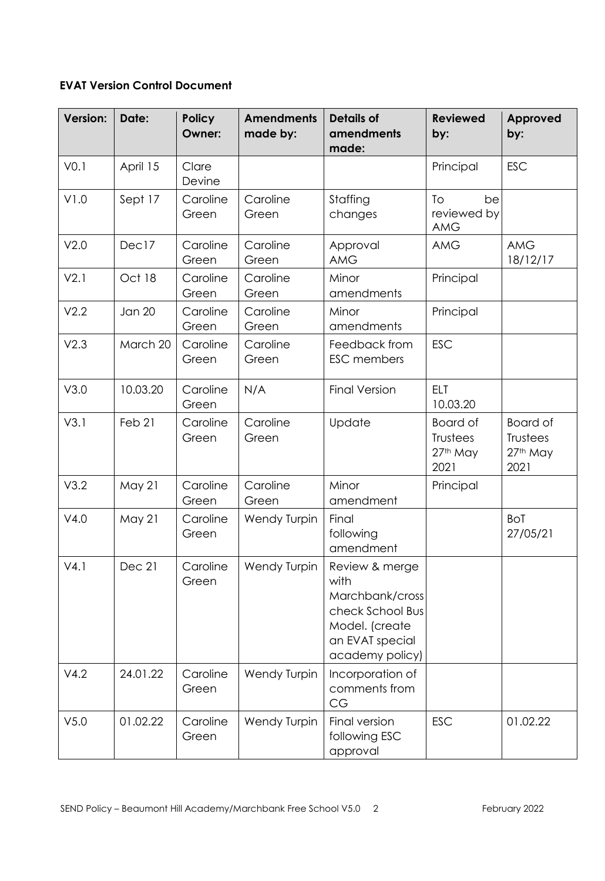**EVAT Version Control Document**

| Version: | Date: | Policy Owner: | Amendments made by: | Details of amendments made: | Reviewed by: | Approved by: |
|---|---|---|---|---|---|---|
| V0.1 | April 15 | Clare Devine | | | Principal | ESC |
| V1.0 | Sept 17 | Caroline Green | Caroline Green | Staffing changes | To be reviewed by AMG | |
| V2.0 | Dec17 | Caroline Green | Caroline Green | Approval AMG | AMG | AMG 18/12/17 |
| V2.1 | Oct 18 | Caroline Green | Caroline Green | Minor amendments | Principal | |
| V2.2 | Jan 20 | Caroline Green | Caroline Green | Minor amendments | Principal | |
| V2.3 | March 20 | Caroline Green | Caroline Green | Feedback from ESC members | ESC | |
| V3.0 | 10.03.20 | Caroline Green | N/A | Final Version | ELT 10.03.20 | |
| V3.1 | Feb 21 | Caroline Green | Caroline Green | Update | Board of Trustees 27th May 2021 | Board of Trustees 27th May 2021 |
| V3.2 | May 21 | Caroline Green | Caroline Green | Minor amendment | Principal | |
| V4.0 | May 21 | Caroline Green | Wendy Turpin | Final following amendment | | BoT 27/05/21 |
| V4.1 | Dec 21 | Caroline Green | Wendy Turpin | Review & merge with Marchbank/cross check School Bus Model. (create an EVAT special academy policy) | | |
| V4.2 | 24.01.22 | Caroline Green | Wendy Turpin | Incorporation of comments from CG | | |
| V5.0 | 01.02.22 | Caroline Green | Wendy Turpin | Final version following ESC approval | ESC | 01.02.22 |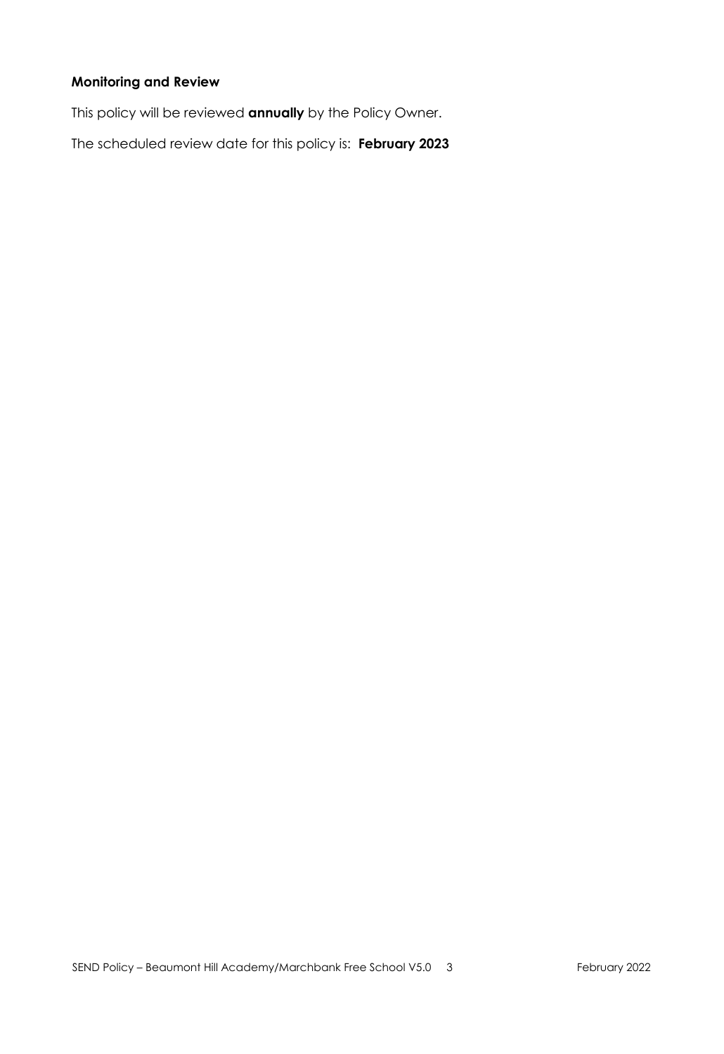**Monitoring and Review**

This policy will be reviewed **annually** by the Policy Owner.

The scheduled review date for this policy is: **February 2023**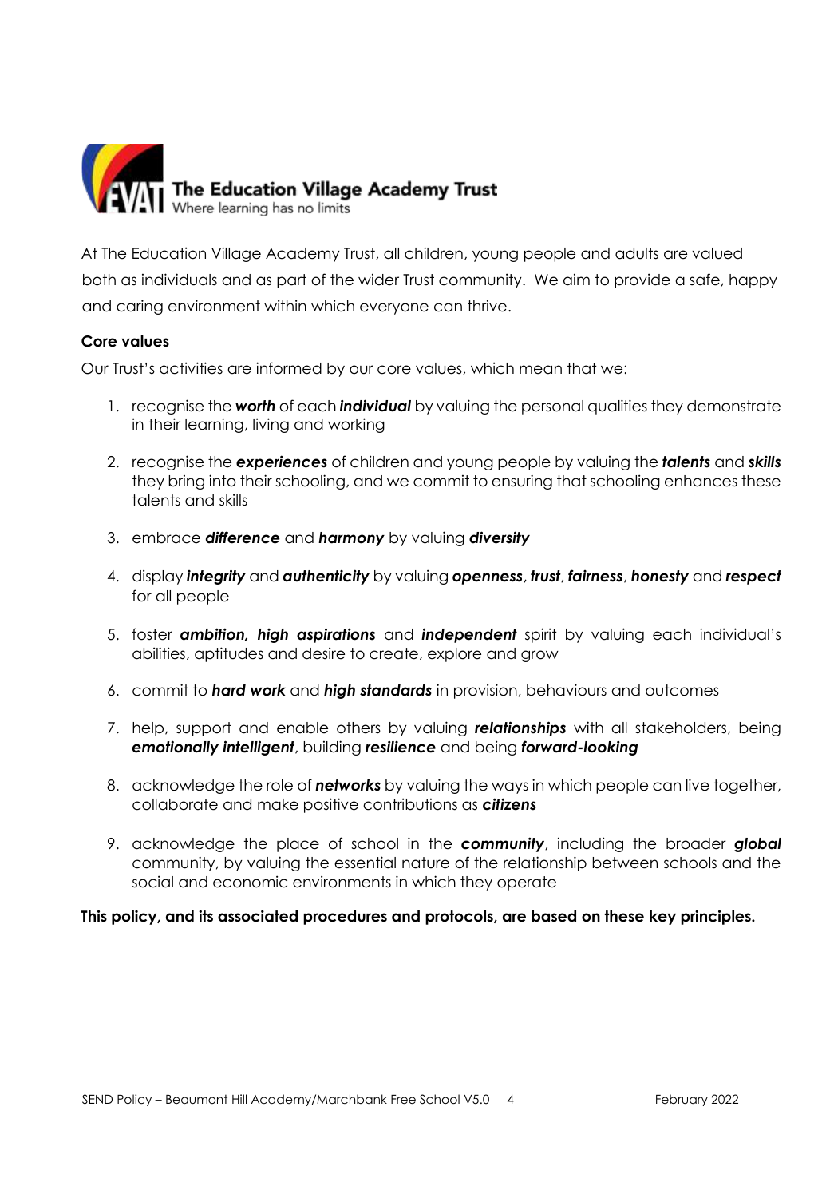**The Education Village Academy Trust**
Where learning has no limits

At The Education Village Academy Trust, all children, young people and adults are valued both as individuals and as part of the wider Trust community. We aim to provide a safe, happy and caring environment within which everyone can thrive.

**Core values**

Our Trust's activities are informed by our core values, which mean that we:

1. recognise the ***worth*** of each ***individual*** by valuing the personal qualities they demonstrate in their learning, living and working
2. recognise the ***experiences*** of children and young people by valuing the ***talents*** and ***skills*** they bring into their schooling, and we commit to ensuring that schooling enhances these talents and skills
3. embrace ***difference*** and ***harmony*** by valuing ***diversity***
4. display ***integrity*** and ***authenticity*** by valuing ***openness***, ***trust***, ***fairness***, ***honesty*** and ***respect*** for all people
5. foster ***ambition, high aspirations*** and ***independent*** spirit by valuing each individual's abilities, aptitudes and desire to create, explore and grow
6. commit to ***hard work*** and ***high standards*** in provision, behaviours and outcomes
7. help, support and enable others by valuing ***relationships*** with all stakeholders, being ***emotionally intelligent***, building ***resilience*** and being ***forward-looking***
8. acknowledge the role of ***networks*** by valuing the ways in which people can live together, collaborate and make positive contributions as ***citizens***
9. acknowledge the place of school in the ***community***, including the broader ***global*** community, by valuing the essential nature of the relationship between schools and the social and economic environments in which they operate

**This policy, and its associated procedures and protocols, are based on these key principles.**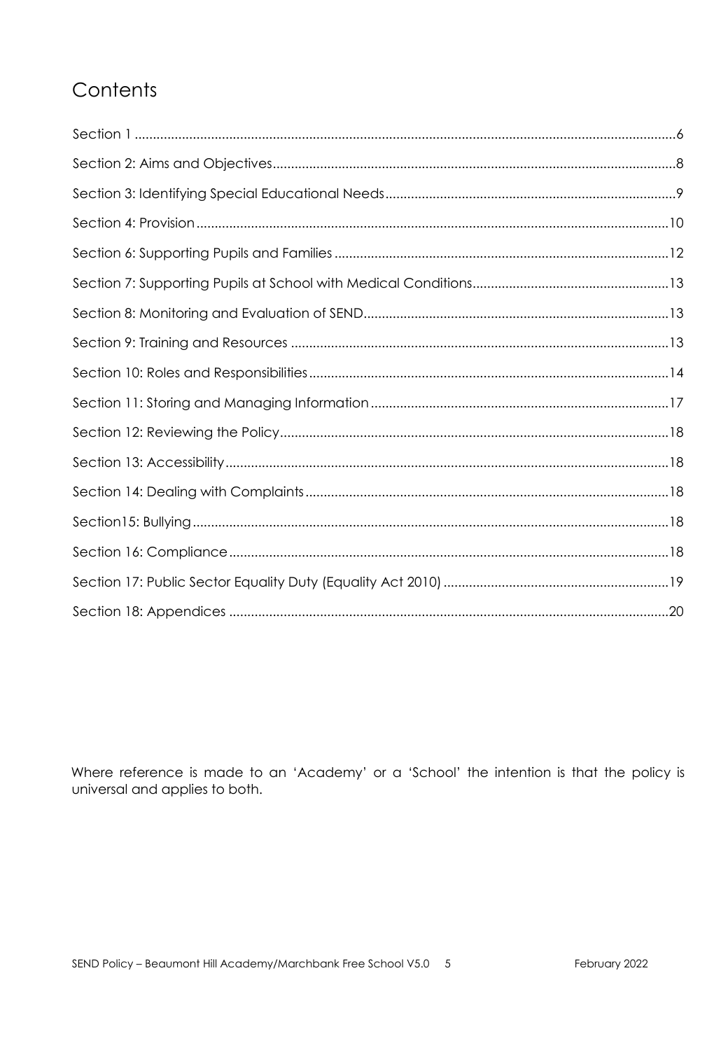# Contents

Section 1 ....................................................................................................................................................6
Section 2: Aims and Objectives.............................................................................................................8
Section 3: Identifying Special Educational Needs...............................................................................9
Section 4: Provision ................................................................................................................................10
Section 6: Supporting Pupils and Families ...........................................................................................12
Section 7: Supporting Pupils at School with Medical Conditions.....................................................13
Section 8: Monitoring and Evaluation of SEND...................................................................................13
Section 9: Training and Resources .......................................................................................................13
Section 10: Roles and Responsibilities ..................................................................................................14
Section 11: Storing and Managing Information .................................................................................17
Section 12: Reviewing the Policy..........................................................................................................18
Section 13: Accessibility.........................................................................................................................18
Section 14: Dealing with Complaints ...................................................................................................18
Section15: Bullying..................................................................................................................................18
Section 16: Compliance........................................................................................................................18
Section 17: Public Sector Equality Duty (Equality Act 2010) .............................................................19
Section 18: Appendices ........................................................................................................................20

Where reference is made to an 'Academy' or a 'School' the intention is that the policy is universal and applies to both.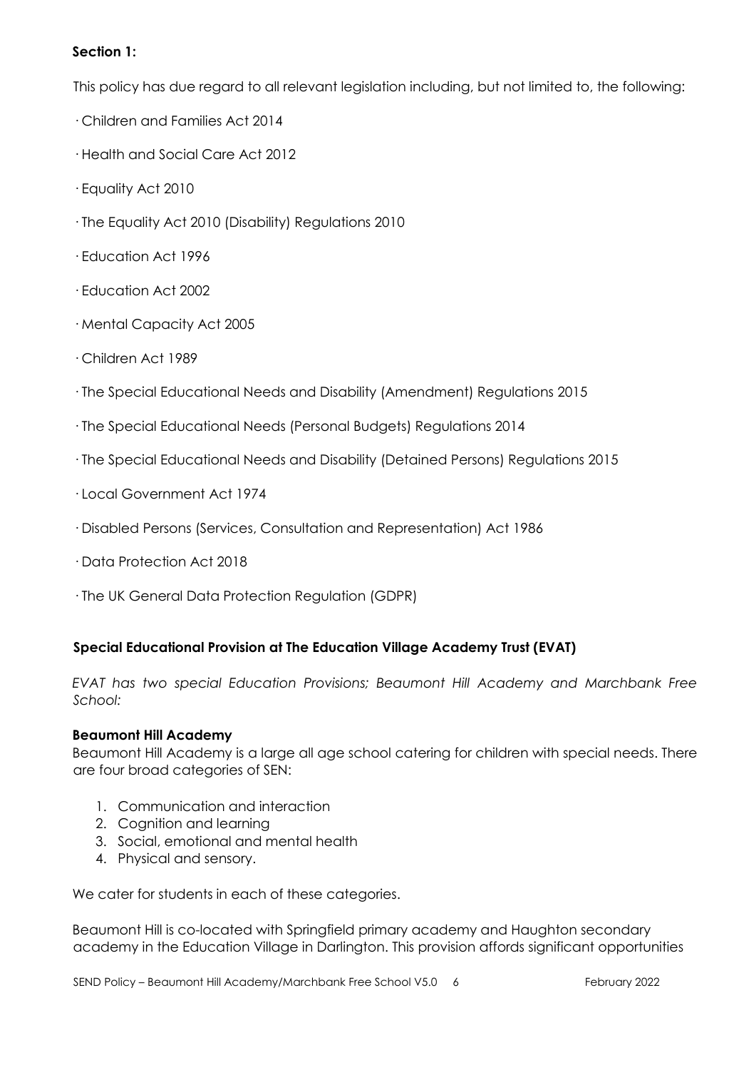**Section 1:**

This policy has due regard to all relevant legislation including, but not limited to, the following:

- Children and Families Act 2014
- Health and Social Care Act 2012
- Equality Act 2010
- The Equality Act 2010 (Disability) Regulations 2010
- Education Act 1996
- Education Act 2002
- Mental Capacity Act 2005
- Children Act 1989
- The Special Educational Needs and Disability (Amendment) Regulations 2015
- The Special Educational Needs (Personal Budgets) Regulations 2014
- The Special Educational Needs and Disability (Detained Persons) Regulations 2015
- Local Government Act 1974
- Disabled Persons (Services, Consultation and Representation) Act 1986
- Data Protection Act 2018
- The UK General Data Protection Regulation (GDPR)

**Special Educational Provision at The Education Village Academy Trust (EVAT)**

*EVAT has two special Education Provisions; Beaumont Hill Academy and Marchbank Free School:*

**Beaumont Hill Academy**

Beaumont Hill Academy is a large all age school catering for children with special needs. There are four broad categories of SEN:

1. Communication and interaction
2. Cognition and learning
3. Social, emotional and mental health
4. Physical and sensory.

We cater for students in each of these categories.

Beaumont Hill is co-located with Springfield primary academy and Haughton secondary academy in the Education Village in Darlington. This provision affords significant opportunities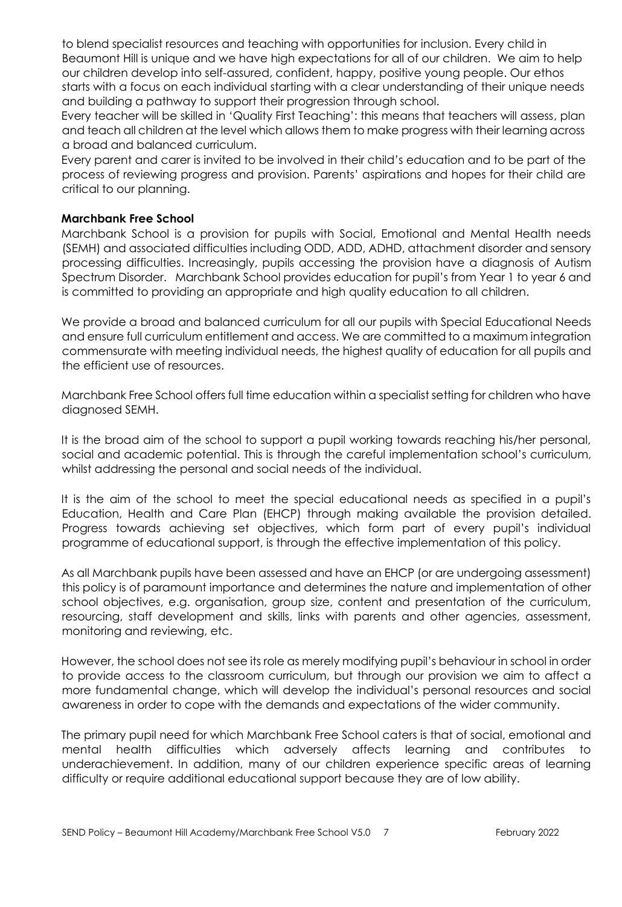to blend specialist resources and teaching with opportunities for inclusion. Every child in Beaumont Hill is unique and we have high expectations for all of our children. We aim to help our children develop into self-assured, confident, happy, positive young people. Our ethos starts with a focus on each individual starting with a clear understanding of their unique needs and building a pathway to support their progression through school.

Every teacher will be skilled in 'Quality First Teaching': this means that teachers will assess, plan and teach all children at the level which allows them to make progress with their learning across a broad and balanced curriculum.

Every parent and carer is invited to be involved in their child's education and to be part of the process of reviewing progress and provision. Parents' aspirations and hopes for their child are critical to our planning.

**Marchbank Free School**

Marchbank School is a provision for pupils with Social, Emotional and Mental Health needs (SEMH) and associated difficulties including ODD, ADD, ADHD, attachment disorder and sensory processing difficulties. Increasingly, pupils accessing the provision have a diagnosis of Autism Spectrum Disorder. Marchbank School provides education for pupil's from Year 1 to year 6 and is committed to providing an appropriate and high quality education to all children.

We provide a broad and balanced curriculum for all our pupils with Special Educational Needs and ensure full curriculum entitlement and access. We are committed to a maximum integration commensurate with meeting individual needs, the highest quality of education for all pupils and the efficient use of resources.

Marchbank Free School offers full time education within a specialist setting for children who have diagnosed SEMH.

It is the broad aim of the school to support a pupil working towards reaching his/her personal, social and academic potential. This is through the careful implementation school's curriculum, whilst addressing the personal and social needs of the individual.

It is the aim of the school to meet the special educational needs as specified in a pupil's Education, Health and Care Plan (EHCP) through making available the provision detailed. Progress towards achieving set objectives, which form part of every pupil's individual programme of educational support, is through the effective implementation of this policy.

As all Marchbank pupils have been assessed and have an EHCP (or are undergoing assessment) this policy is of paramount importance and determines the nature and implementation of other school objectives, e.g. organisation, group size, content and presentation of the curriculum, resourcing, staff development and skills, links with parents and other agencies, assessment, monitoring and reviewing, etc.

However, the school does not see its role as merely modifying pupil's behaviour in school in order to provide access to the classroom curriculum, but through our provision we aim to affect a more fundamental change, which will develop the individual's personal resources and social awareness in order to cope with the demands and expectations of the wider community.

The primary pupil need for which Marchbank Free School caters is that of social, emotional and mental health difficulties which adversely affects learning and contributes to underachievement. In addition, many of our children experience specific areas of learning difficulty or require additional educational support because they are of low ability.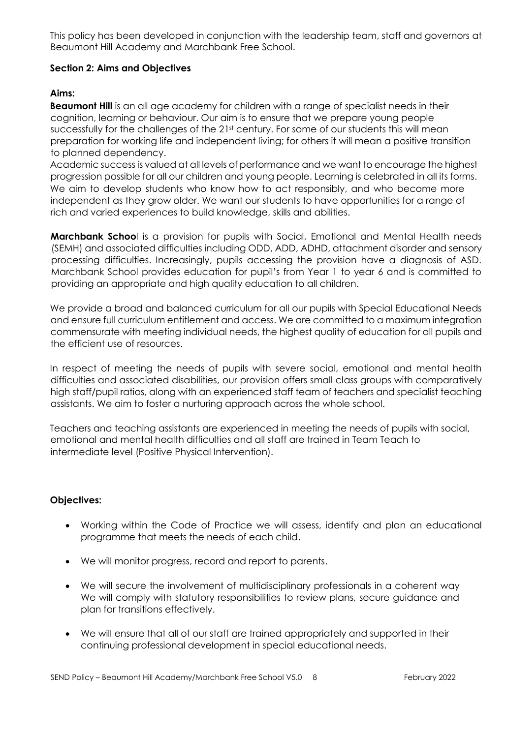This policy has been developed in conjunction with the leadership team, staff and governors at Beaumont Hill Academy and Marchbank Free School.

### Section 2: Aims and Objectives

**Aims:**

**Beaumont Hill** is an all age academy for children with a range of specialist needs in their cognition, learning or behaviour. Our aim is to ensure that we prepare young people successfully for the challenges of the 21st century. For some of our students this will mean preparation for working life and independent living; for others it will mean a positive transition to planned dependency.

Academic success is valued at all levels of performance and we want to encourage the highest progression possible for all our children and young people. Learning is celebrated in all its forms. We aim to develop students who know how to act responsibly, and who become more independent as they grow older. We want our students to have opportunities for a range of rich and varied experiences to build knowledge, skills and abilities.

**Marchbank School** is a provision for pupils with Social, Emotional and Mental Health needs (SEMH) and associated difficulties including ODD, ADD, ADHD, attachment disorder and sensory processing difficulties. Increasingly, pupils accessing the provision have a diagnosis of ASD. Marchbank School provides education for pupil's from Year 1 to year 6 and is committed to providing an appropriate and high quality education to all children.

We provide a broad and balanced curriculum for all our pupils with Special Educational Needs and ensure full curriculum entitlement and access. We are committed to a maximum integration commensurate with meeting individual needs, the highest quality of education for all pupils and the efficient use of resources.

In respect of meeting the needs of pupils with severe social, emotional and mental health difficulties and associated disabilities, our provision offers small class groups with comparatively high staff/pupil ratios, along with an experienced staff team of teachers and specialist teaching assistants. We aim to foster a nurturing approach across the whole school.

Teachers and teaching assistants are experienced in meeting the needs of pupils with social, emotional and mental health difficulties and all staff are trained in Team Teach to intermediate level (Positive Physical Intervention).

**Objectives:**

- Working within the Code of Practice we will assess, identify and plan an educational programme that meets the needs of each child.
- We will monitor progress, record and report to parents.
- We will secure the involvement of multidisciplinary professionals in a coherent way We will comply with statutory responsibilities to review plans, secure guidance and plan for transitions effectively.
- We will ensure that all of our staff are trained appropriately and supported in their continuing professional development in special educational needs.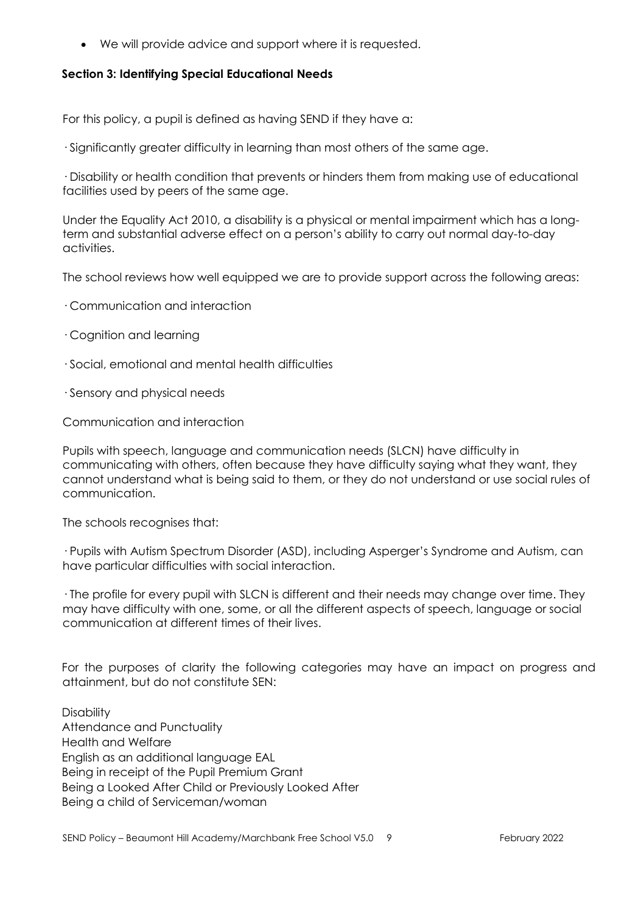- We will provide advice and support where it is requested.

### Section 3: Identifying Special Educational Needs

For this policy, a pupil is defined as having SEND if they have a:

- Significantly greater difficulty in learning than most others of the same age.
- Disability or health condition that prevents or hinders them from making use of educational facilities used by peers of the same age.

Under the Equality Act 2010, a disability is a physical or mental impairment which has a long-term and substantial adverse effect on a person's ability to carry out normal day-to-day activities.

The school reviews how well equipped we are to provide support across the following areas:

- Communication and interaction
- Cognition and learning
- Social, emotional and mental health difficulties
- Sensory and physical needs

Communication and interaction

Pupils with speech, language and communication needs (SLCN) have difficulty in communicating with others, often because they have difficulty saying what they want, they cannot understand what is being said to them, or they do not understand or use social rules of communication.

The schools recognises that:

- Pupils with Autism Spectrum Disorder (ASD), including Asperger's Syndrome and Autism, can have particular difficulties with social interaction.
- The profile for every pupil with SLCN is different and their needs may change over time. They may have difficulty with one, some, or all the different aspects of speech, language or social communication at different times of their lives.

For the purposes of clarity the following categories may have an impact on progress and attainment, but do not constitute SEN:

Disability
Attendance and Punctuality
Health and Welfare
English as an additional language EAL
Being in receipt of the Pupil Premium Grant
Being a Looked After Child or Previously Looked After
Being a child of Serviceman/woman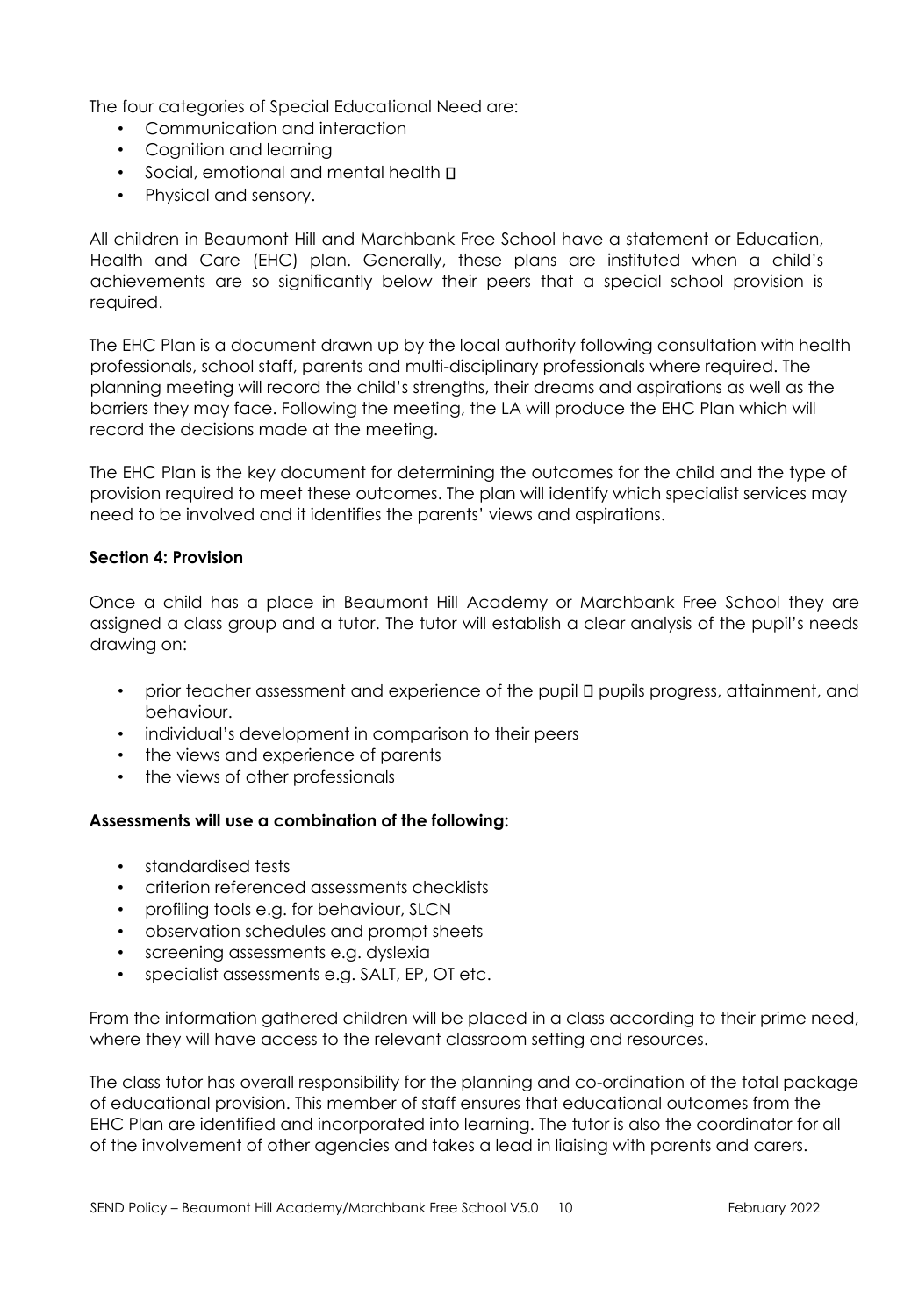The four categories of Special Educational Need are:

- Communication and interaction
- Cognition and learning
- Social, emotional and mental health 
- Physical and sensory.

All children in Beaumont Hill and Marchbank Free School have a statement or Education, Health and Care (EHC) plan. Generally, these plans are instituted when a child's achievements are so significantly below their peers that a special school provision is required.

The EHC Plan is a document drawn up by the local authority following consultation with health professionals, school staff, parents and multi-disciplinary professionals where required. The planning meeting will record the child's strengths, their dreams and aspirations as well as the barriers they may face. Following the meeting, the LA will produce the EHC Plan which will record the decisions made at the meeting.

The EHC Plan is the key document for determining the outcomes for the child and the type of provision required to meet these outcomes. The plan will identify which specialist services may need to be involved and it identifies the parents' views and aspirations.

**Section 4: Provision**

Once a child has a place in Beaumont Hill Academy or Marchbank Free School they are assigned a class group and a tutor. The tutor will establish a clear analysis of the pupil's needs drawing on:

- prior teacher assessment and experience of the pupil  pupils progress, attainment, and behaviour.
- individual's development in comparison to their peers
- the views and experience of parents
- the views of other professionals

**Assessments will use a combination of the following:**

- standardised tests
- criterion referenced assessments checklists
- profiling tools e.g. for behaviour, SLCN
- observation schedules and prompt sheets
- screening assessments e.g. dyslexia
- specialist assessments e.g. SALT, EP, OT etc.

From the information gathered children will be placed in a class according to their prime need, where they will have access to the relevant classroom setting and resources.

The class tutor has overall responsibility for the planning and co-ordination of the total package of educational provision. This member of staff ensures that educational outcomes from the EHC Plan are identified and incorporated into learning. The tutor is also the coordinator for all of the involvement of other agencies and takes a lead in liaising with parents and carers.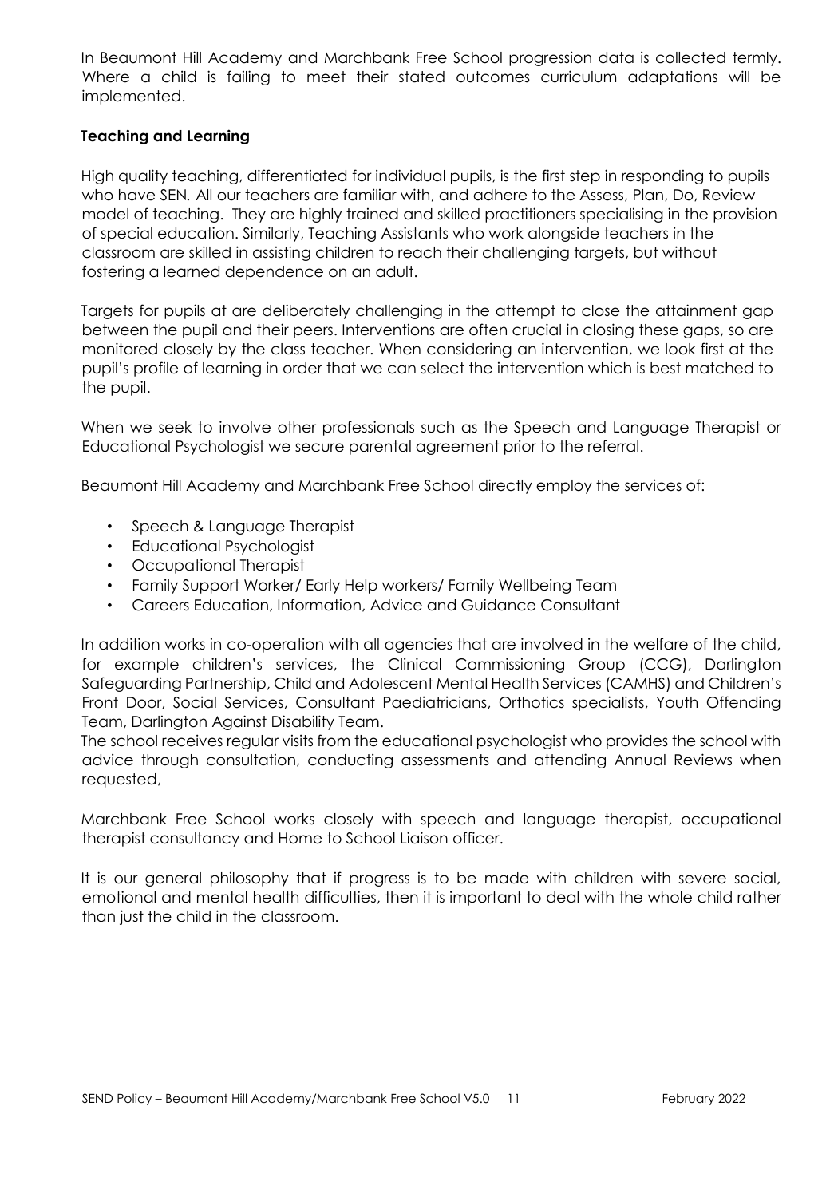In Beaumont Hill Academy and Marchbank Free School progression data is collected termly. Where a child is failing to meet their stated outcomes curriculum adaptations will be implemented.

**Teaching and Learning**

High quality teaching, differentiated for individual pupils, is the first step in responding to pupils who have SEN. All our teachers are familiar with, and adhere to the Assess, Plan, Do, Review model of teaching. They are highly trained and skilled practitioners specialising in the provision of special education. Similarly, Teaching Assistants who work alongside teachers in the classroom are skilled in assisting children to reach their challenging targets, but without fostering a learned dependence on an adult.

Targets for pupils at are deliberately challenging in the attempt to close the attainment gap between the pupil and their peers. Interventions are often crucial in closing these gaps, so are monitored closely by the class teacher. When considering an intervention, we look first at the pupil's profile of learning in order that we can select the intervention which is best matched to the pupil.

When we seek to involve other professionals such as the Speech and Language Therapist or Educational Psychologist we secure parental agreement prior to the referral.

Beaumont Hill Academy and Marchbank Free School directly employ the services of:

- Speech & Language Therapist
- Educational Psychologist
- Occupational Therapist
- Family Support Worker/ Early Help workers/ Family Wellbeing Team
- Careers Education, Information, Advice and Guidance Consultant

In addition works in co-operation with all agencies that are involved in the welfare of the child, for example children's services, the Clinical Commissioning Group (CCG), Darlington Safeguarding Partnership, Child and Adolescent Mental Health Services (CAMHS) and Children's Front Door, Social Services, Consultant Paediatricians, Orthotics specialists, Youth Offending Team, Darlington Against Disability Team.
The school receives regular visits from the educational psychologist who provides the school with advice through consultation, conducting assessments and attending Annual Reviews when requested,

Marchbank Free School works closely with speech and language therapist, occupational therapist consultancy and Home to School Liaison officer.

It is our general philosophy that if progress is to be made with children with severe social, emotional and mental health difficulties, then it is important to deal with the whole child rather than just the child in the classroom.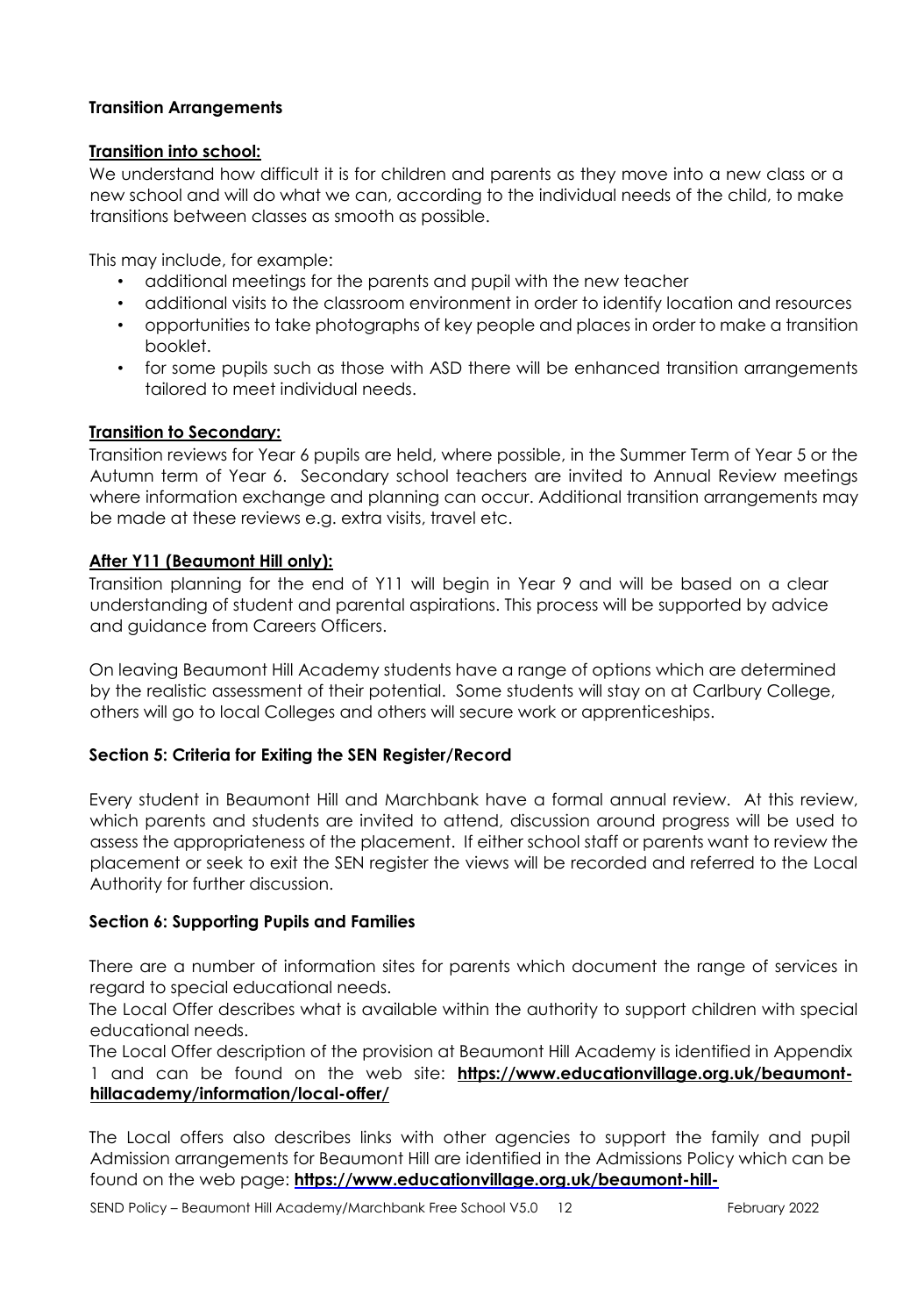**Transition Arrangements**

**Transition into school:**

We understand how difficult it is for children and parents as they move into a new class or a new school and will do what we can, according to the individual needs of the child, to make transitions between classes as smooth as possible.

This may include, for example:

- additional meetings for the parents and pupil with the new teacher
- additional visits to the classroom environment in order to identify location and resources
- opportunities to take photographs of key people and places in order to make a transition booklet.
- for some pupils such as those with ASD there will be enhanced transition arrangements tailored to meet individual needs.

**Transition to Secondary:**

Transition reviews for Year 6 pupils are held, where possible, in the Summer Term of Year 5 or the Autumn term of Year 6. Secondary school teachers are invited to Annual Review meetings where information exchange and planning can occur. Additional transition arrangements may be made at these reviews e.g. extra visits, travel etc.

**After Y11 (Beaumont Hill only):**

Transition planning for the end of Y11 will begin in Year 9 and will be based on a clear understanding of student and parental aspirations. This process will be supported by advice and guidance from Careers Officers.

On leaving Beaumont Hill Academy students have a range of options which are determined by the realistic assessment of their potential. Some students will stay on at Carlbury College, others will go to local Colleges and others will secure work or apprenticeships.

## Section 5: Criteria for Exiting the SEN Register/Record

Every student in Beaumont Hill and Marchbank have a formal annual review. At this review, which parents and students are invited to attend, discussion around progress will be used to assess the appropriateness of the placement. If either school staff or parents want to review the placement or seek to exit the SEN register the views will be recorded and referred to the Local Authority for further discussion.

## Section 6: Supporting Pupils and Families

There are a number of information sites for parents which document the range of services in regard to special educational needs.

The Local Offer describes what is available within the authority to support children with special educational needs.

The Local Offer description of the provision at Beaumont Hill Academy is identified in Appendix 1 and can be found on the web site: **https://www.educationvillage.org.uk/beaumont-hillacademy/information/local-offer/**

The Local offers also describes links with other agencies to support the family and pupil Admission arrangements for Beaumont Hill are identified in the Admissions Policy which can be found on the web page: **https://www.educationvillage.org.uk/beaumont-hill-**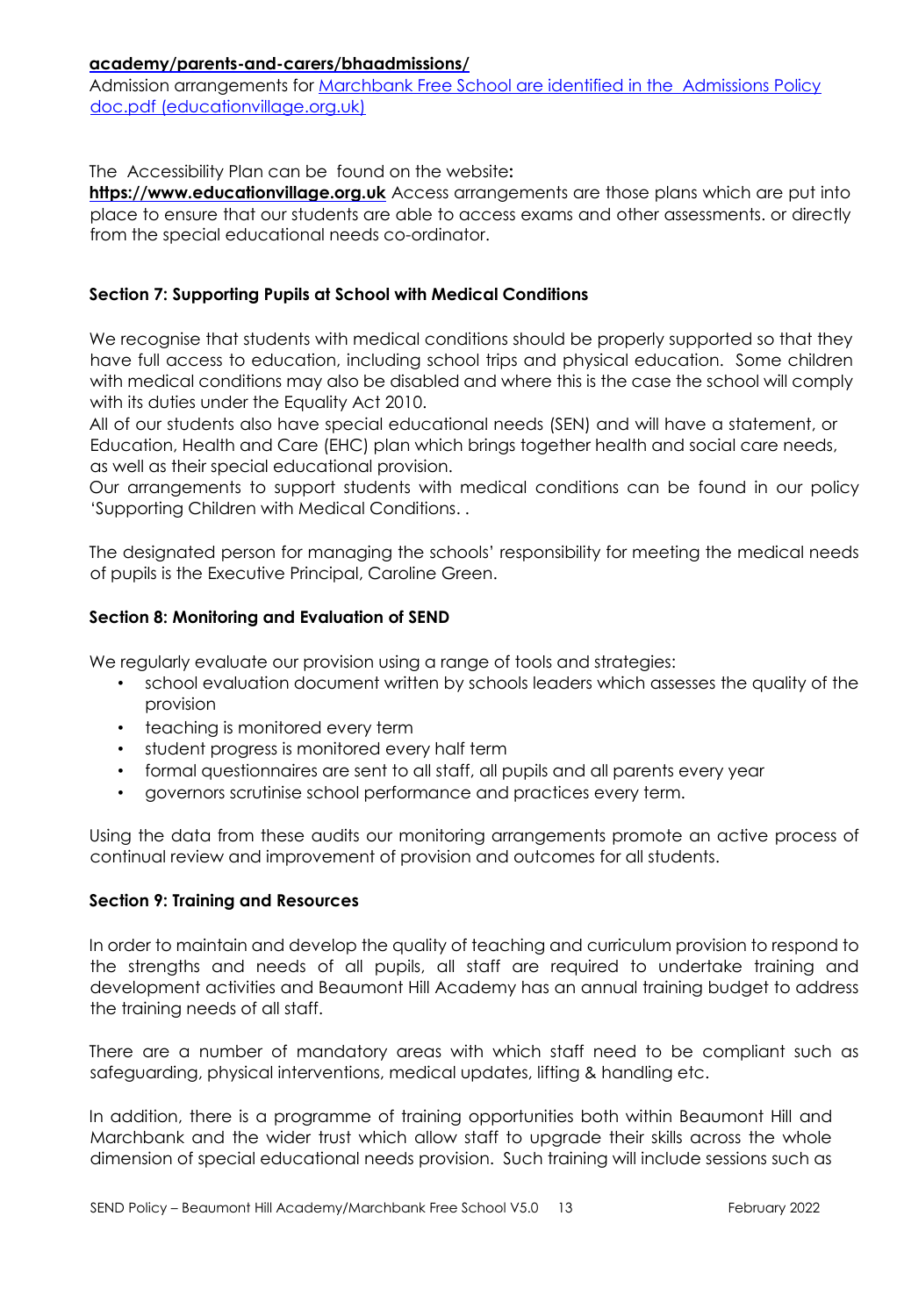**academy/parents-and-carers/bhaadmissions/**
Admission arrangements for Marchbank Free School are identified in the Admissions Policy doc.pdf (educationvillage.org.uk)

The Accessibility Plan can be found on the website**:**
**https://www.educationvillage.org.uk** Access arrangements are those plans which are put into place to ensure that our students are able to access exams and other assessments. or directly from the special educational needs co-ordinator.

**Section 7: Supporting Pupils at School with Medical Conditions**

We recognise that students with medical conditions should be properly supported so that they have full access to education, including school trips and physical education. Some children with medical conditions may also be disabled and where this is the case the school will comply with its duties under the Equality Act 2010.
All of our students also have special educational needs (SEN) and will have a statement, or Education, Health and Care (EHC) plan which brings together health and social care needs, as well as their special educational provision.
Our arrangements to support students with medical conditions can be found in our policy 'Supporting Children with Medical Conditions. .

The designated person for managing the schools' responsibility for meeting the medical needs of pupils is the Executive Principal, Caroline Green.

**Section 8: Monitoring and Evaluation of SEND**

We regularly evaluate our provision using a range of tools and strategies:

- school evaluation document written by schools leaders which assesses the quality of the provision
- teaching is monitored every term
- student progress is monitored every half term
- formal questionnaires are sent to all staff, all pupils and all parents every year
- governors scrutinise school performance and practices every term.

Using the data from these audits our monitoring arrangements promote an active process of continual review and improvement of provision and outcomes for all students.

**Section 9: Training and Resources**

In order to maintain and develop the quality of teaching and curriculum provision to respond to the strengths and needs of all pupils, all staff are required to undertake training and development activities and Beaumont Hill Academy has an annual training budget to address the training needs of all staff.

There are a number of mandatory areas with which staff need to be compliant such as safeguarding, physical interventions, medical updates, lifting & handling etc.

In addition, there is a programme of training opportunities both within Beaumont Hill and Marchbank and the wider trust which allow staff to upgrade their skills across the whole dimension of special educational needs provision. Such training will include sessions such as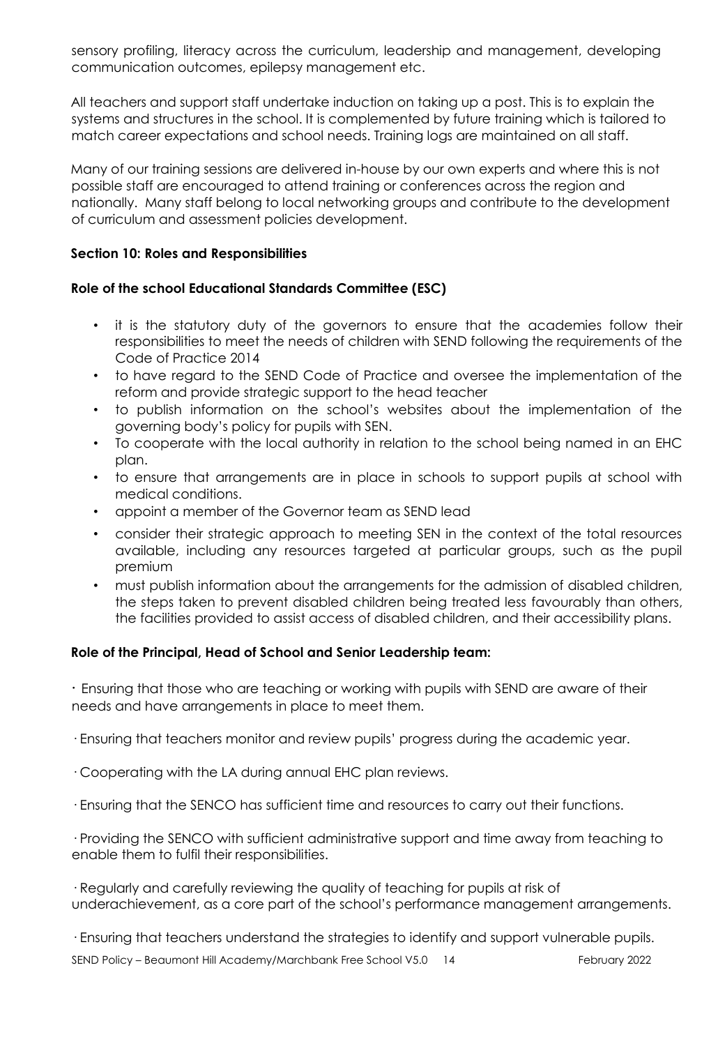sensory profiling, literacy across the curriculum, leadership and management, developing communication outcomes, epilepsy management etc.

All teachers and support staff undertake induction on taking up a post. This is to explain the systems and structures in the school. It is complemented by future training which is tailored to match career expectations and school needs. Training logs are maintained on all staff.

Many of our training sessions are delivered in-house by our own experts and where this is not possible staff are encouraged to attend training or conferences across the region and nationally. Many staff belong to local networking groups and contribute to the development of curriculum and assessment policies development.

**Section 10: Roles and Responsibilities**

**Role of the school Educational Standards Committee (ESC)**

- it is the statutory duty of the governors to ensure that the academies follow their responsibilities to meet the needs of children with SEND following the requirements of the Code of Practice 2014
- to have regard to the SEND Code of Practice and oversee the implementation of the reform and provide strategic support to the head teacher
- to publish information on the school's websites about the implementation of the governing body's policy for pupils with SEN.
- To cooperate with the local authority in relation to the school being named in an EHC plan.
- to ensure that arrangements are in place in schools to support pupils at school with medical conditions.
- appoint a member of the Governor team as SEND lead
- consider their strategic approach to meeting SEN in the context of the total resources available, including any resources targeted at particular groups, such as the pupil premium
- must publish information about the arrangements for the admission of disabled children, the steps taken to prevent disabled children being treated less favourably than others, the facilities provided to assist access of disabled children, and their accessibility plans.

**Role of the Principal, Head of School and Senior Leadership team:**

- Ensuring that those who are teaching or working with pupils with SEND are aware of their needs and have arrangements in place to meet them.
- Ensuring that teachers monitor and review pupils' progress during the academic year.
- Cooperating with the LA during annual EHC plan reviews.
- Ensuring that the SENCO has sufficient time and resources to carry out their functions.
- Providing the SENCO with sufficient administrative support and time away from teaching to enable them to fulfil their responsibilities.
- Regularly and carefully reviewing the quality of teaching for pupils at risk of underachievement, as a core part of the school's performance management arrangements.
- Ensuring that teachers understand the strategies to identify and support vulnerable pupils.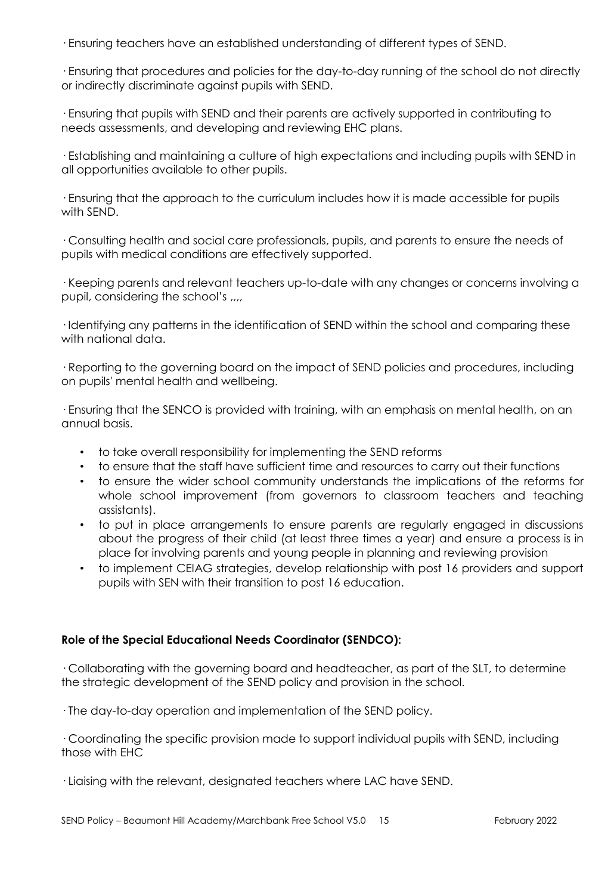· Ensuring teachers have an established understanding of different types of SEND.

· Ensuring that procedures and policies for the day-to-day running of the school do not directly or indirectly discriminate against pupils with SEND.

· Ensuring that pupils with SEND and their parents are actively supported in contributing to needs assessments, and developing and reviewing EHC plans.

· Establishing and maintaining a culture of high expectations and including pupils with SEND in all opportunities available to other pupils.

· Ensuring that the approach to the curriculum includes how it is made accessible for pupils with SEND.

· Consulting health and social care professionals, pupils, and parents to ensure the needs of pupils with medical conditions are effectively supported.

· Keeping parents and relevant teachers up-to-date with any changes or concerns involving a pupil, considering the school's ,,,,

· Identifying any patterns in the identification of SEND within the school and comparing these with national data.

· Reporting to the governing board on the impact of SEND policies and procedures, including on pupils' mental health and wellbeing.

· Ensuring that the SENCO is provided with training, with an emphasis on mental health, on an annual basis.

- to take overall responsibility for implementing the SEND reforms
- to ensure that the staff have sufficient time and resources to carry out their functions
- to ensure the wider school community understands the implications of the reforms for whole school improvement (from governors to classroom teachers and teaching assistants).
- to put in place arrangements to ensure parents are regularly engaged in discussions about the progress of their child (at least three times a year) and ensure a process is in place for involving parents and young people in planning and reviewing provision
- to implement CEIAG strategies, develop relationship with post 16 providers and support pupils with SEN with their transition to post 16 education.

**Role of the Special Educational Needs Coordinator (SENDCO):**

· Collaborating with the governing board and headteacher, as part of the SLT, to determine the strategic development of the SEND policy and provision in the school.

· The day-to-day operation and implementation of the SEND policy.

· Coordinating the specific provision made to support individual pupils with SEND, including those with EHC

· Liaising with the relevant, designated teachers where LAC have SEND.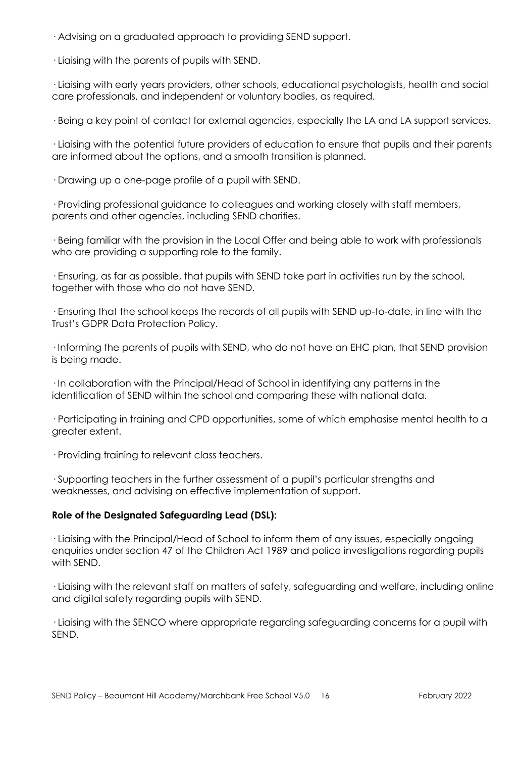· Advising on a graduated approach to providing SEND support.

· Liaising with the parents of pupils with SEND.

· Liaising with early years providers, other schools, educational psychologists, health and social care professionals, and independent or voluntary bodies, as required.

· Being a key point of contact for external agencies, especially the LA and LA support services.

· Liaising with the potential future providers of education to ensure that pupils and their parents are informed about the options, and a smooth transition is planned.

· Drawing up a one-page profile of a pupil with SEND.

· Providing professional guidance to colleagues and working closely with staff members, parents and other agencies, including SEND charities.

· Being familiar with the provision in the Local Offer and being able to work with professionals who are providing a supporting role to the family.

· Ensuring, as far as possible, that pupils with SEND take part in activities run by the school, together with those who do not have SEND.

· Ensuring that the school keeps the records of all pupils with SEND up-to-date, in line with the Trust's GDPR Data Protection Policy.

· Informing the parents of pupils with SEND, who do not have an EHC plan, that SEND provision is being made.

· In collaboration with the Principal/Head of School in identifying any patterns in the identification of SEND within the school and comparing these with national data.

· Participating in training and CPD opportunities, some of which emphasise mental health to a greater extent.

· Providing training to relevant class teachers.

· Supporting teachers in the further assessment of a pupil's particular strengths and weaknesses, and advising on effective implementation of support.

**Role of the Designated Safeguarding Lead (DSL):**

· Liaising with the Principal/Head of School to inform them of any issues, especially ongoing enquiries under section 47 of the Children Act 1989 and police investigations regarding pupils with SEND.

· Liaising with the relevant staff on matters of safety, safeguarding and welfare, including online and digital safety regarding pupils with SEND.

· Liaising with the SENCO where appropriate regarding safeguarding concerns for a pupil with SEND.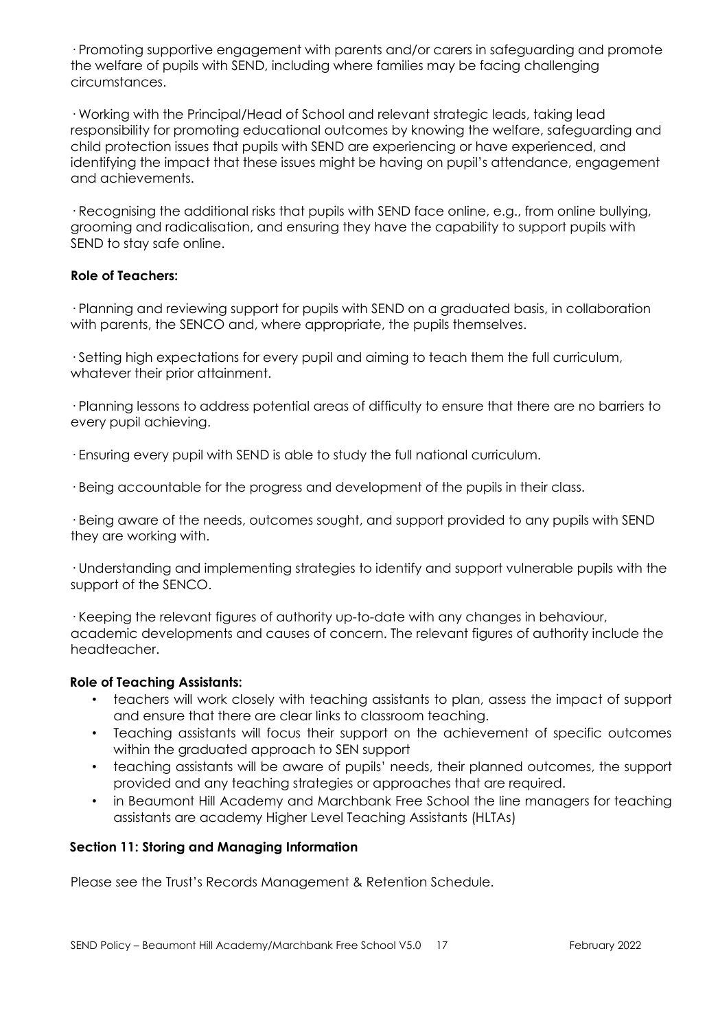· Promoting supportive engagement with parents and/or carers in safeguarding and promote the welfare of pupils with SEND, including where families may be facing challenging circumstances.

· Working with the Principal/Head of School and relevant strategic leads, taking lead responsibility for promoting educational outcomes by knowing the welfare, safeguarding and child protection issues that pupils with SEND are experiencing or have experienced, and identifying the impact that these issues might be having on pupil's attendance, engagement and achievements.

· Recognising the additional risks that pupils with SEND face online, e.g., from online bullying, grooming and radicalisation, and ensuring they have the capability to support pupils with SEND to stay safe online.

**Role of Teachers:**

· Planning and reviewing support for pupils with SEND on a graduated basis, in collaboration with parents, the SENCO and, where appropriate, the pupils themselves.

· Setting high expectations for every pupil and aiming to teach them the full curriculum, whatever their prior attainment.

· Planning lessons to address potential areas of difficulty to ensure that there are no barriers to every pupil achieving.

· Ensuring every pupil with SEND is able to study the full national curriculum.

· Being accountable for the progress and development of the pupils in their class.

· Being aware of the needs, outcomes sought, and support provided to any pupils with SEND they are working with.

· Understanding and implementing strategies to identify and support vulnerable pupils with the support of the SENCO.

· Keeping the relevant figures of authority up-to-date with any changes in behaviour, academic developments and causes of concern. The relevant figures of authority include the headteacher.

**Role of Teaching Assistants:**

- teachers will work closely with teaching assistants to plan, assess the impact of support and ensure that there are clear links to classroom teaching.
- Teaching assistants will focus their support on the achievement of specific outcomes within the graduated approach to SEN support
- teaching assistants will be aware of pupils' needs, their planned outcomes, the support provided and any teaching strategies or approaches that are required.
- in Beaumont Hill Academy and Marchbank Free School the line managers for teaching assistants are academy Higher Level Teaching Assistants (HLTAs)

**Section 11: Storing and Managing Information**

Please see the Trust's Records Management & Retention Schedule.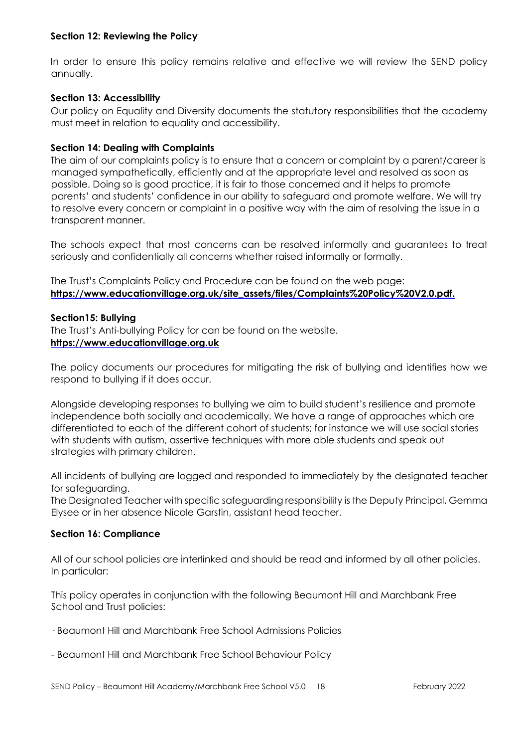### Section 12: Reviewing the Policy

In order to ensure this policy remains relative and effective we will review the SEND policy annually.

### Section 13: Accessibility

Our policy on Equality and Diversity documents the statutory responsibilities that the academy must meet in relation to equality and accessibility.

### Section 14: Dealing with Complaints

The aim of our complaints policy is to ensure that a concern or complaint by a parent/career is managed sympathetically, efficiently and at the appropriate level and resolved as soon as possible. Doing so is good practice, it is fair to those concerned and it helps to promote parents' and students' confidence in our ability to safeguard and promote welfare. We will try to resolve every concern or complaint in a positive way with the aim of resolving the issue in a transparent manner.

The schools expect that most concerns can be resolved informally and guarantees to treat seriously and confidentially all concerns whether raised informally or formally.

The Trust's Complaints Policy and Procedure can be found on the web page:
**https://www.educationvillage.org.uk/site_assets/files/Complaints%20Policy%20V2.0.pdf.**

### Section15: Bullying

The Trust's Anti-bullying Policy for can be found on the website.
**https://www.educationvillage.org.uk**

The policy documents our procedures for mitigating the risk of bullying and identifies how we respond to bullying if it does occur.

Alongside developing responses to bullying we aim to build student's resilience and promote independence both socially and academically. We have a range of approaches which are differentiated to each of the different cohort of students; for instance we will use social stories with students with autism, assertive techniques with more able students and speak out strategies with primary children.

All incidents of bullying are logged and responded to immediately by the designated teacher for safeguarding.
The Designated Teacher with specific safeguarding responsibility is the Deputy Principal, Gemma Elysee or in her absence Nicole Garstin, assistant head teacher.

### Section 16: Compliance

All of our school policies are interlinked and should be read and informed by all other policies. In particular:

This policy operates in conjunction with the following Beaumont Hill and Marchbank Free School and Trust policies:

· Beaumont Hill and Marchbank Free School Admissions Policies

- Beaumont Hill and Marchbank Free School Behaviour Policy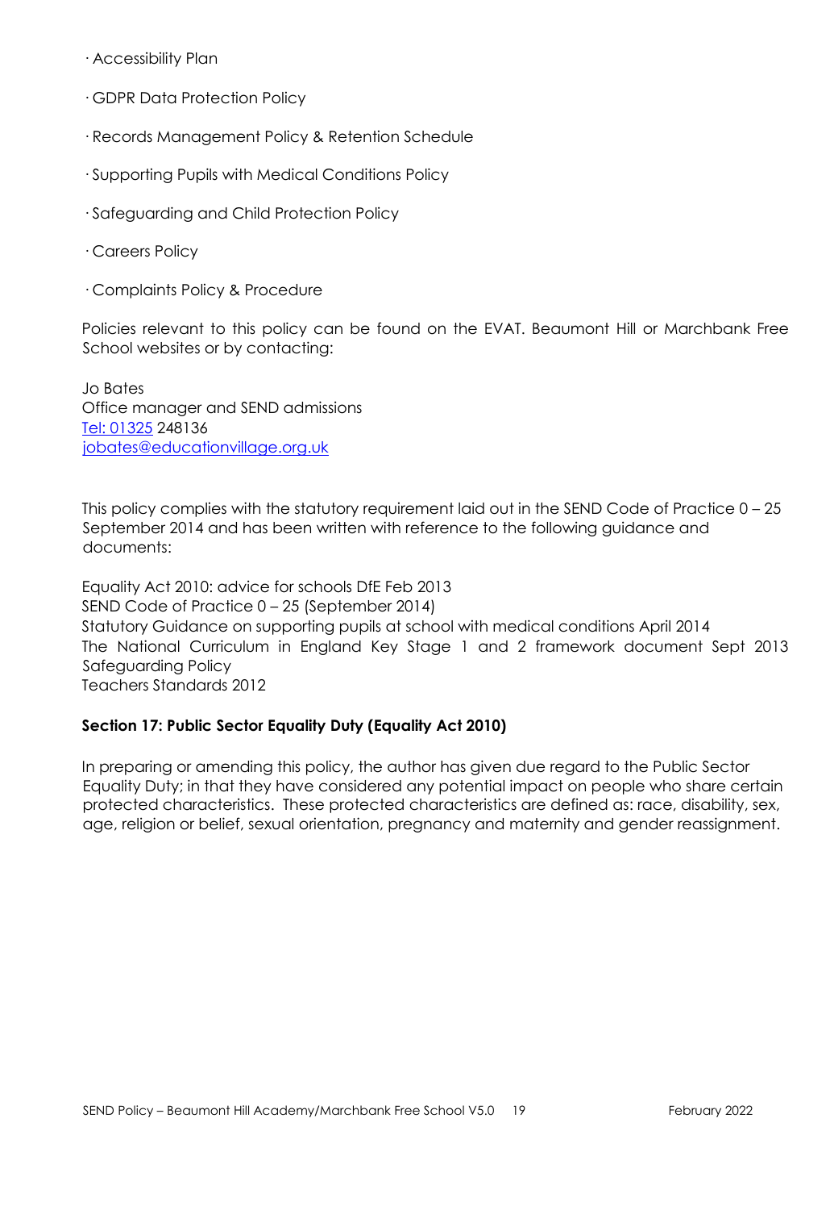- Accessibility Plan
- GDPR Data Protection Policy
- Records Management Policy & Retention Schedule
- Supporting Pupils with Medical Conditions Policy
- Safeguarding and Child Protection Policy
- Careers Policy
- Complaints Policy & Procedure

Policies relevant to this policy can be found on the EVAT. Beaumont Hill or Marchbank Free School websites or by contacting:

Jo Bates
Office manager and SEND admissions
Tel: 01325 248136
jobates@educationvillage.org.uk

This policy complies with the statutory requirement laid out in the SEND Code of Practice 0 – 25 September 2014 and has been written with reference to the following guidance and documents:

Equality Act 2010: advice for schools DfE Feb 2013
SEND Code of Practice 0 – 25 (September 2014)
Statutory Guidance on supporting pupils at school with medical conditions April 2014
The National Curriculum in England Key Stage 1 and 2 framework document Sept 2013
Safeguarding Policy
Teachers Standards 2012

**Section 17: Public Sector Equality Duty (Equality Act 2010)**

In preparing or amending this policy, the author has given due regard to the Public Sector Equality Duty; in that they have considered any potential impact on people who share certain protected characteristics. These protected characteristics are defined as: race, disability, sex, age, religion or belief, sexual orientation, pregnancy and maternity and gender reassignment.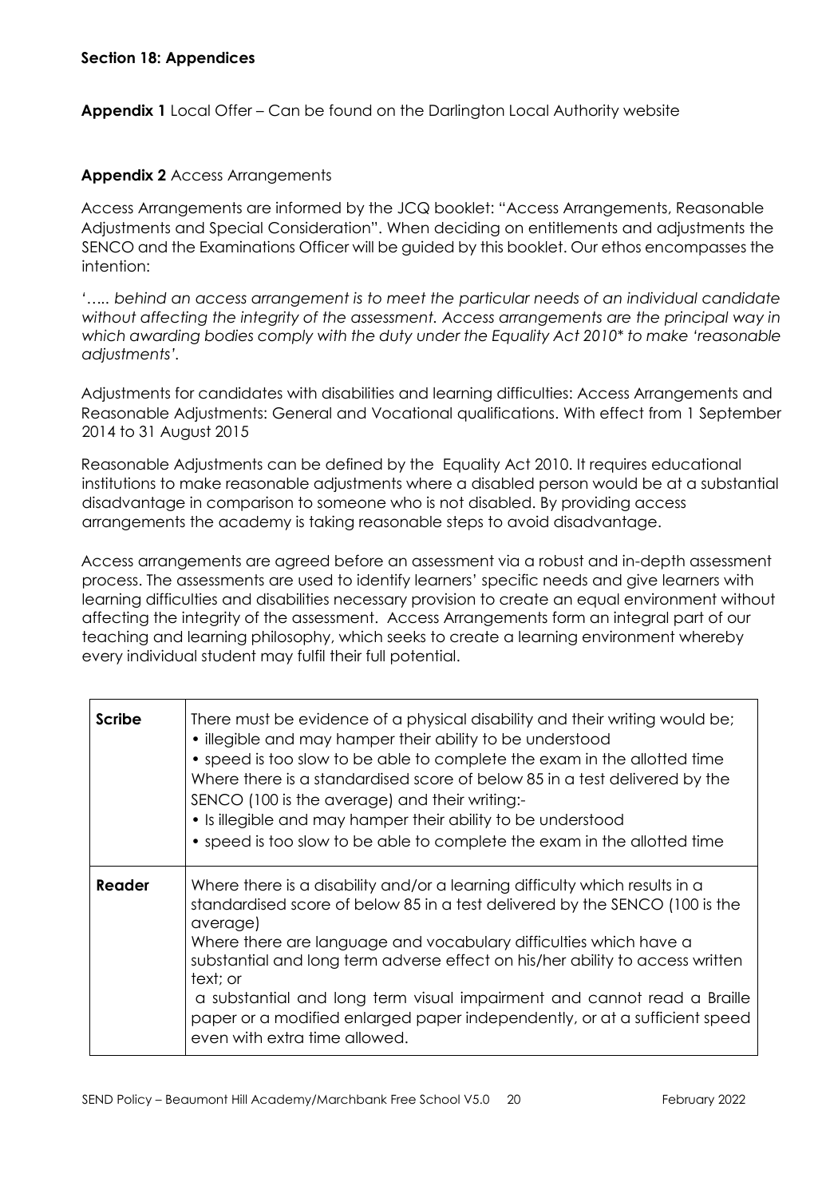**Section 18: Appendices**

**Appendix 1** Local Offer – Can be found on the Darlington Local Authority website

**Appendix 2** Access Arrangements

Access Arrangements are informed by the JCQ booklet: "Access Arrangements, Reasonable Adjustments and Special Consideration". When deciding on entitlements and adjustments the SENCO and the Examinations Officer will be guided by this booklet. Our ethos encompasses the intention:

*'….. behind an access arrangement is to meet the particular needs of an individual candidate without affecting the integrity of the assessment. Access arrangements are the principal way in which awarding bodies comply with the duty under the Equality Act 2010\* to make 'reasonable adjustments'.*

Adjustments for candidates with disabilities and learning difficulties: Access Arrangements and Reasonable Adjustments: General and Vocational qualifications. With effect from 1 September 2014 to 31 August 2015

Reasonable Adjustments can be defined by the Equality Act 2010. It requires educational institutions to make reasonable adjustments where a disabled person would be at a substantial disadvantage in comparison to someone who is not disabled. By providing access arrangements the academy is taking reasonable steps to avoid disadvantage.

Access arrangements are agreed before an assessment via a robust and in-depth assessment process. The assessments are used to identify learners' specific needs and give learners with learning difficulties and disabilities necessary provision to create an equal environment without affecting the integrity of the assessment. Access Arrangements form an integral part of our teaching and learning philosophy, which seeks to create a learning environment whereby every individual student may fulfil their full potential.

| | |
|---|---|
| **Scribe** | There must be evidence of a physical disability and their writing would be;<br>• illegible and may hamper their ability to be understood<br>• speed is too slow to be able to complete the exam in the allotted time<br>Where there is a standardised score of below 85 in a test delivered by the SENCO (100 is the average) and their writing:-<br>• Is illegible and may hamper their ability to be understood<br>• speed is too slow to be able to complete the exam in the allotted time |
| **Reader** | Where there is a disability and/or a learning difficulty which results in a standardised score of below 85 in a test delivered by the SENCO (100 is the average)<br>Where there are language and vocabulary difficulties which have a substantial and long term adverse effect on his/her ability to access written text; or<br>a substantial and long term visual impairment and cannot read a Braille paper or a modified enlarged paper independently, or at a sufficient speed even with extra time allowed. |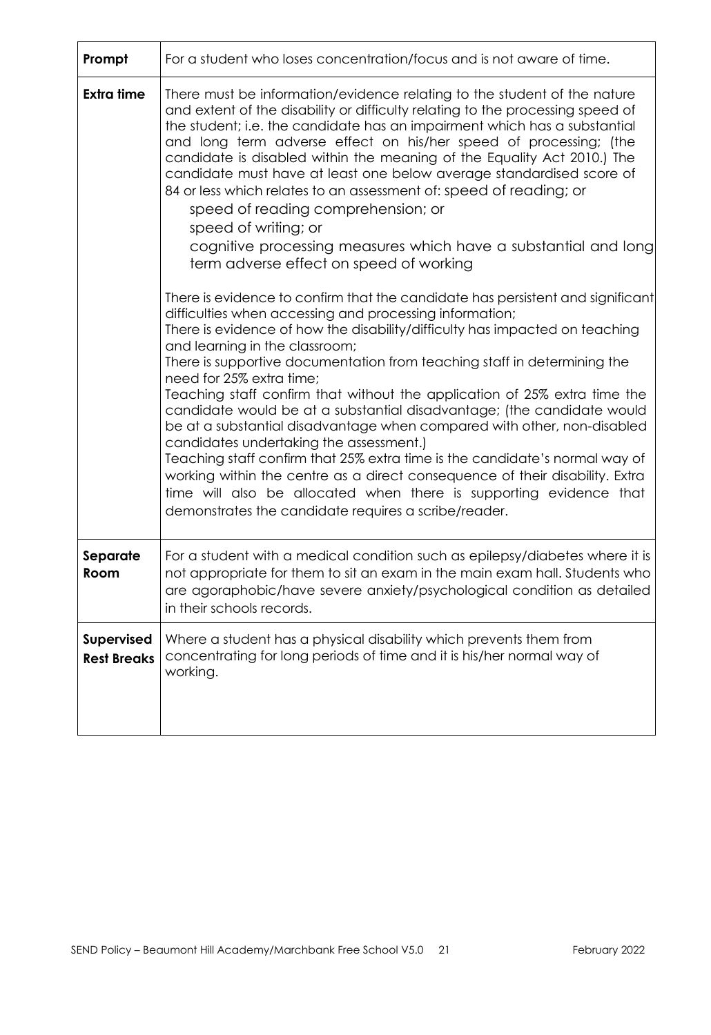| | |
|---|---|
| **Prompt** | For a student who loses concentration/focus and is not aware of time. |
| **Extra time** | There must be information/evidence relating to the student of the nature and extent of the disability or difficulty relating to the processing speed of the student; i.e. the candidate has an impairment which has a substantial and long term adverse effect on his/her speed of processing; (the candidate is disabled within the meaning of the Equality Act 2010.) The candidate must have at least one below average standardised score of 84 or less which relates to an assessment of: speed of reading; or<br>speed of reading comprehension; or<br>speed of writing; or<br>cognitive processing measures which have a substantial and long term adverse effect on speed of working<br><br>There is evidence to confirm that the candidate has persistent and significant difficulties when accessing and processing information;<br>There is evidence of how the disability/difficulty has impacted on teaching and learning in the classroom;<br>There is supportive documentation from teaching staff in determining the need for 25% extra time;<br>Teaching staff confirm that without the application of 25% extra time the candidate would be at a substantial disadvantage; (the candidate would be at a substantial disadvantage when compared with other, non-disabled candidates undertaking the assessment.)<br>Teaching staff confirm that 25% extra time is the candidate's normal way of working within the centre as a direct consequence of their disability. Extra time will also be allocated when there is supporting evidence that demonstrates the candidate requires a scribe/reader. |
| **Separate Room** | For a student with a medical condition such as epilepsy/diabetes where it is not appropriate for them to sit an exam in the main exam hall. Students who are agoraphobic/have severe anxiety/psychological condition as detailed in their schools records. |
| **Supervised Rest Breaks** | Where a student has a physical disability which prevents them from concentrating for long periods of time and it is his/her normal way of working. |